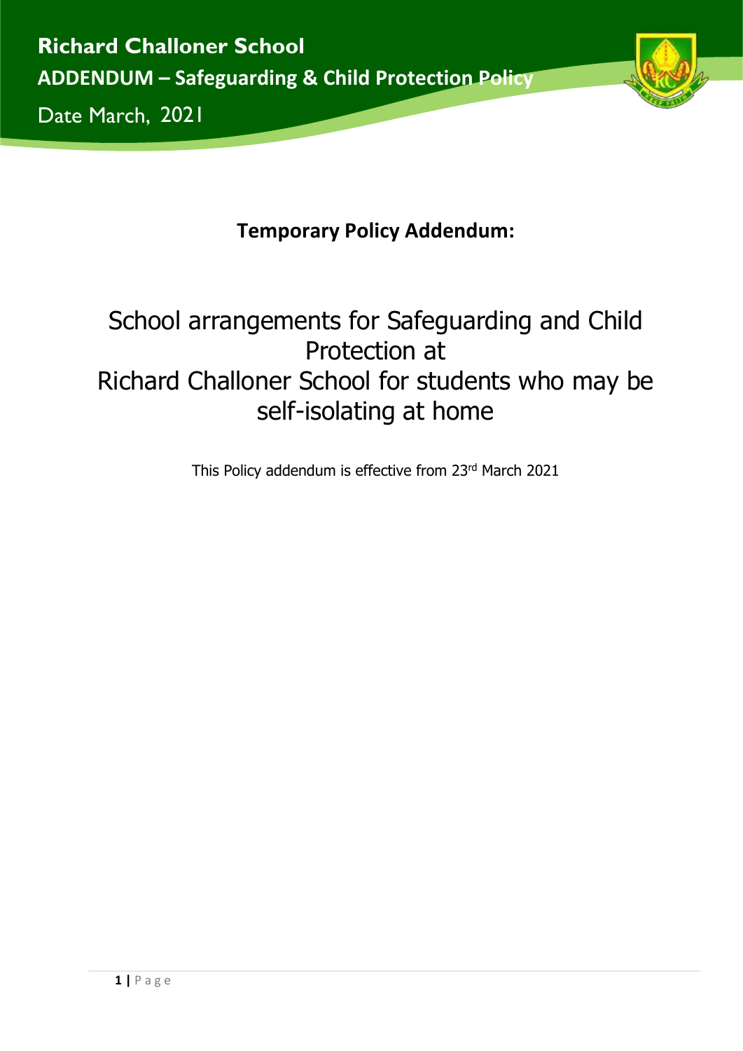**Richard Challoner School**

**ADDENDUM – Safeguarding & Child Protection Policy**

Date March, 2021

**Temporary Policy Addendum:**

# School arrangements for Safeguarding and Child Protection at Richard Challoner School for students who may be self-isolating at home

This Policy addendum is effective from 23rd March 2021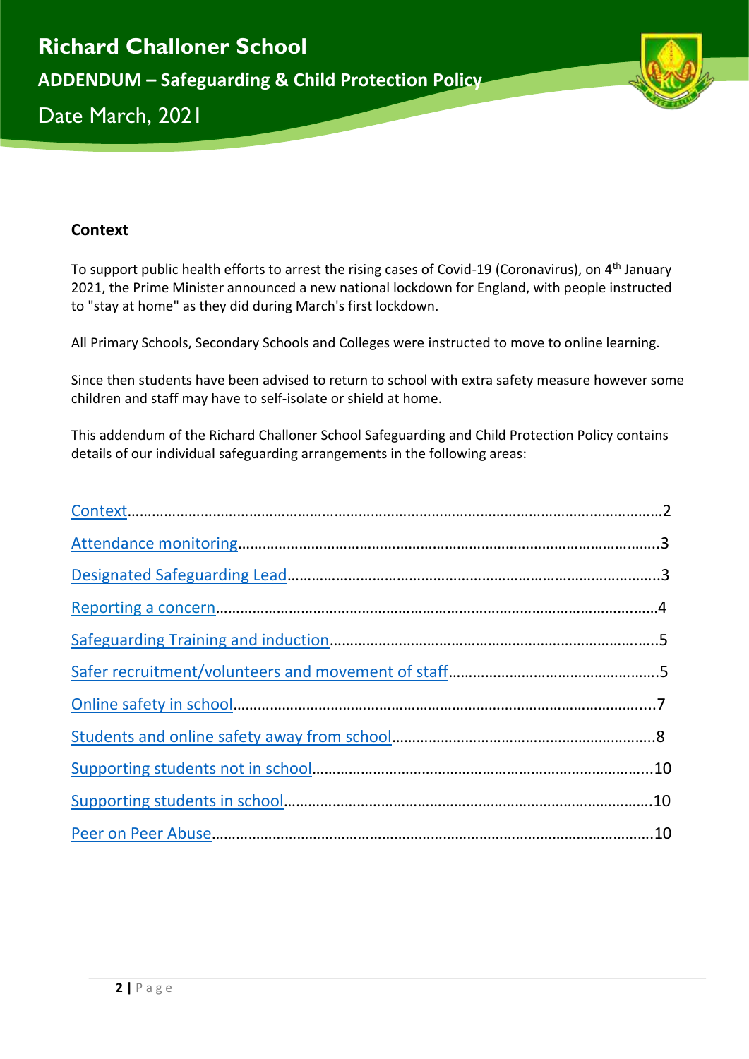# Richard Challoner School

## ADDENDUM – Safeguarding & Child Protection Policy

Date March, 2021

### Context

To support public health efforts to arrest the rising cases of Covid-19 (Coronavirus), on 4th January 2021, the Prime Minister announced a new national lockdown for England, with people instructed to "stay at home" as they did during March's first lockdown.

All Primary Schools, Secondary Schools and Colleges were instructed to move to online learning.

Since then students have been advised to return to school with extra safety measure however some children and staff may have to self-isolate or shield at home.

This addendum of the Richard Challoner School Safeguarding and Child Protection Policy contains details of our individual safeguarding arrangements in the following areas:

- Context……………………………………………………………………………………………………2
- Attendance monitoring……………………………………………………………………………3
- Designated Safeguarding Lead…………………………………………………………………3
- Reporting a concern…………………………………………………………………………………4
- Safeguarding Training and induction…………………………………………………………5
- Safer recruitment/volunteers and movement of staff……………………………………5
- Online safety in school………………………………………………………………………………7
- Students and online safety away from school………………………………………………8
- Supporting students not in school……………………………………………………………10
- Supporting students in school…………………………………………………………………10
- Peer on Peer Abuse…………………………………………………………………………………10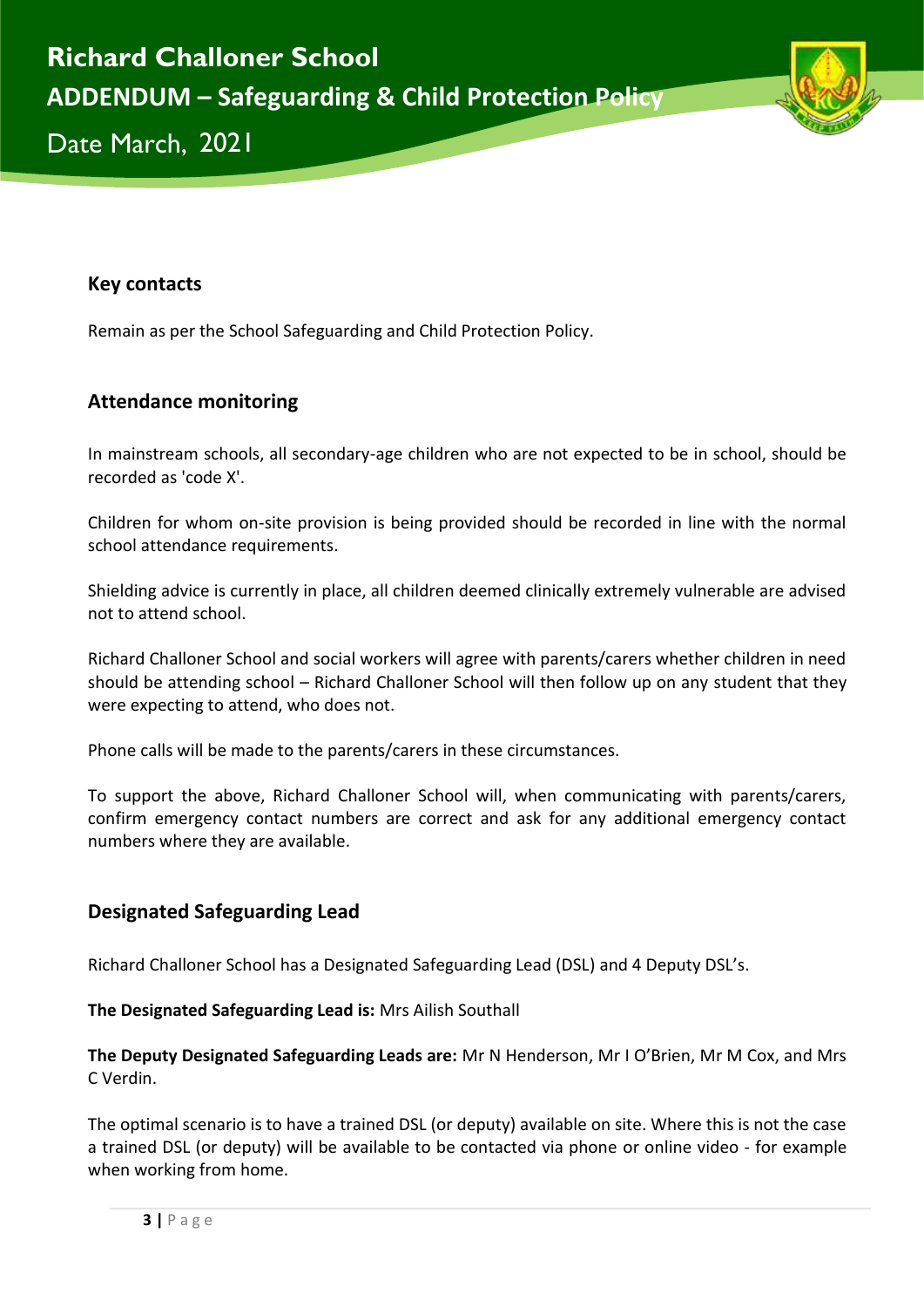## Key contacts

Remain as per the School Safeguarding and Child Protection Policy.

## Attendance monitoring

In mainstream schools, all secondary-age children who are not expected to be in school, should be recorded as 'code X'.

Children for whom on-site provision is being provided should be recorded in line with the normal school attendance requirements.

Shielding advice is currently in place, all children deemed clinically extremely vulnerable are advised not to attend school.

Richard Challoner School and social workers will agree with parents/carers whether children in need should be attending school – Richard Challoner School will then follow up on any student that they were expecting to attend, who does not.

Phone calls will be made to the parents/carers in these circumstances.

To support the above, Richard Challoner School will, when communicating with parents/carers, confirm emergency contact numbers are correct and ask for any additional emergency contact numbers where they are available.

## Designated Safeguarding Lead

Richard Challoner School has a Designated Safeguarding Lead (DSL) and 4 Deputy DSL's.

**The Designated Safeguarding Lead is:** Mrs Ailish Southall

**The Deputy Designated Safeguarding Leads are:** Mr N Henderson, Mr I O'Brien, Mr M Cox, and Mrs C Verdin.

The optimal scenario is to have a trained DSL (or deputy) available on site. Where this is not the case a trained DSL (or deputy) will be available to be contacted via phone or online video - for example when working from home.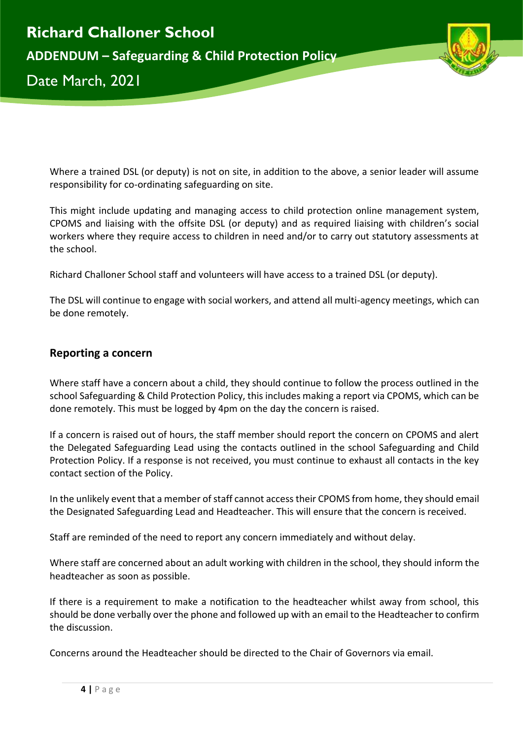Where a trained DSL (or deputy) is not on site, in addition to the above, a senior leader will assume responsibility for co-ordinating safeguarding on site.

This might include updating and managing access to child protection online management system, CPOMS and liaising with the offsite DSL (or deputy) and as required liaising with children's social workers where they require access to children in need and/or to carry out statutory assessments at the school.

Richard Challoner School staff and volunteers will have access to a trained DSL (or deputy).

The DSL will continue to engage with social workers, and attend all multi-agency meetings, which can be done remotely.

## Reporting a concern

Where staff have a concern about a child, they should continue to follow the process outlined in the school Safeguarding & Child Protection Policy, this includes making a report via CPOMS, which can be done remotely. This must be logged by 4pm on the day the concern is raised.

If a concern is raised out of hours, the staff member should report the concern on CPOMS and alert the Delegated Safeguarding Lead using the contacts outlined in the school Safeguarding and Child Protection Policy. If a response is not received, you must continue to exhaust all contacts in the key contact section of the Policy.

In the unlikely event that a member of staff cannot access their CPOMS from home, they should email the Designated Safeguarding Lead and Headteacher. This will ensure that the concern is received.

Staff are reminded of the need to report any concern immediately and without delay.

Where staff are concerned about an adult working with children in the school, they should inform the headteacher as soon as possible.

If there is a requirement to make a notification to the headteacher whilst away from school, this should be done verbally over the phone and followed up with an email to the Headteacher to confirm the discussion.

Concerns around the Headteacher should be directed to the Chair of Governors via email.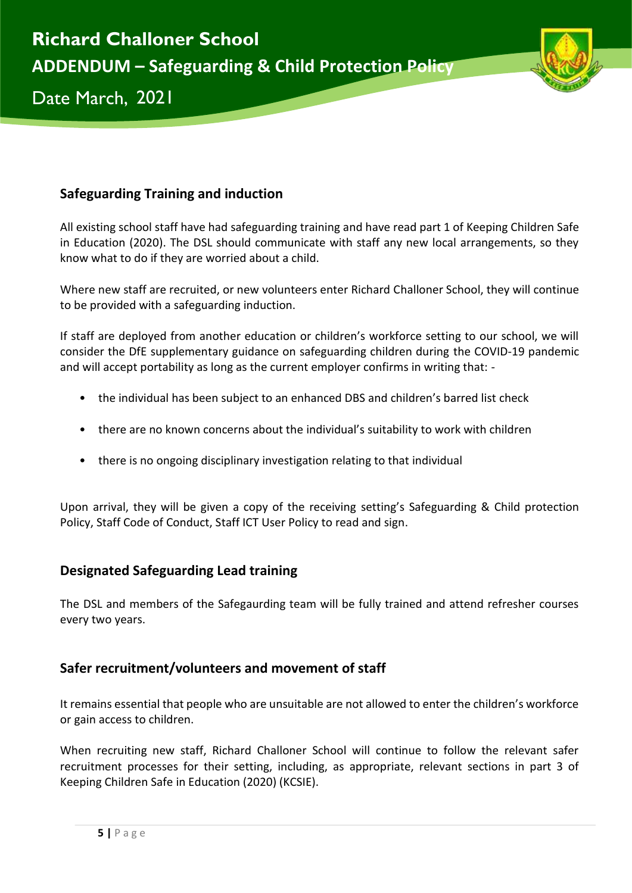## Safeguarding Training and induction

All existing school staff have had safeguarding training and have read part 1 of Keeping Children Safe in Education (2020). The DSL should communicate with staff any new local arrangements, so they know what to do if they are worried about a child.

Where new staff are recruited, or new volunteers enter Richard Challoner School, they will continue to be provided with a safeguarding induction.

If staff are deployed from another education or children's workforce setting to our school, we will consider the DfE supplementary guidance on safeguarding children during the COVID-19 pandemic and will accept portability as long as the current employer confirms in writing that: -

- the individual has been subject to an enhanced DBS and children's barred list check
- there are no known concerns about the individual's suitability to work with children
- there is no ongoing disciplinary investigation relating to that individual

Upon arrival, they will be given a copy of the receiving setting's Safeguarding & Child protection Policy, Staff Code of Conduct, Staff ICT User Policy to read and sign.

## Designated Safeguarding Lead training

The DSL and members of the Safegaurding team will be fully trained and attend refresher courses every two years.

## Safer recruitment/volunteers and movement of staff

It remains essential that people who are unsuitable are not allowed to enter the children's workforce or gain access to children.

When recruiting new staff, Richard Challoner School will continue to follow the relevant safer recruitment processes for their setting, including, as appropriate, relevant sections in part 3 of Keeping Children Safe in Education (2020) (KCSIE).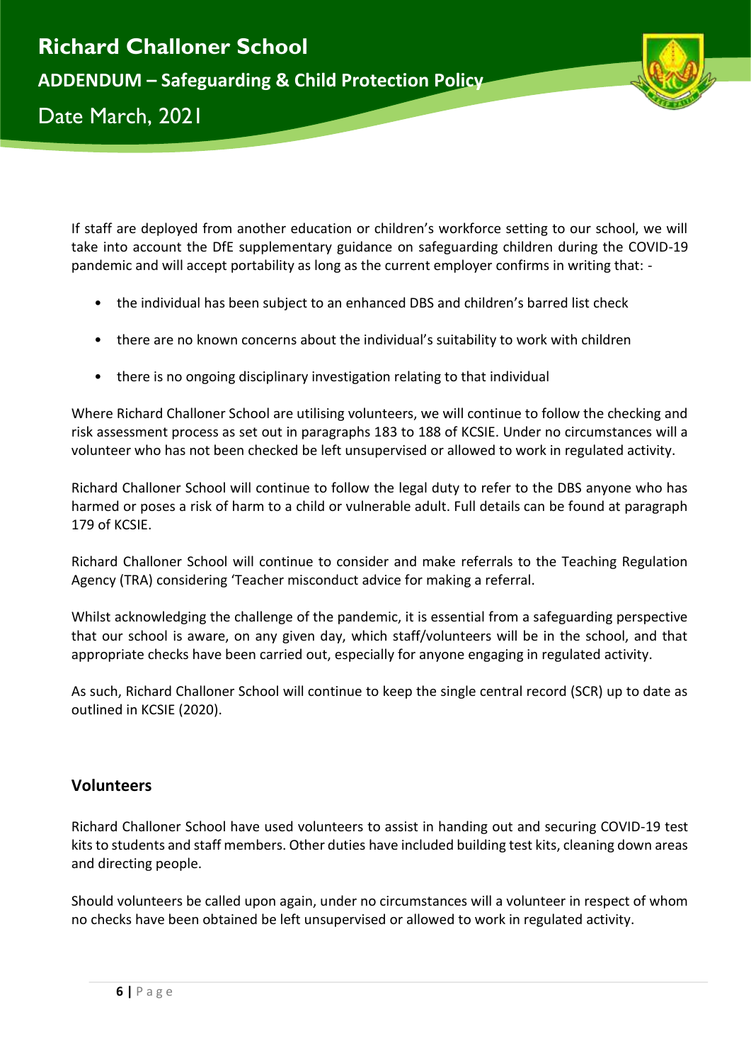If staff are deployed from another education or children's workforce setting to our school, we will take into account the DfE supplementary guidance on safeguarding children during the COVID-19 pandemic and will accept portability as long as the current employer confirms in writing that: -

- the individual has been subject to an enhanced DBS and children's barred list check
- there are no known concerns about the individual's suitability to work with children
- there is no ongoing disciplinary investigation relating to that individual

Where Richard Challoner School are utilising volunteers, we will continue to follow the checking and risk assessment process as set out in paragraphs 183 to 188 of KCSIE. Under no circumstances will a volunteer who has not been checked be left unsupervised or allowed to work in regulated activity.

Richard Challoner School will continue to follow the legal duty to refer to the DBS anyone who has harmed or poses a risk of harm to a child or vulnerable adult. Full details can be found at paragraph 179 of KCSIE.

Richard Challoner School will continue to consider and make referrals to the Teaching Regulation Agency (TRA) considering 'Teacher misconduct advice for making a referral.

Whilst acknowledging the challenge of the pandemic, it is essential from a safeguarding perspective that our school is aware, on any given day, which staff/volunteers will be in the school, and that appropriate checks have been carried out, especially for anyone engaging in regulated activity.

As such, Richard Challoner School will continue to keep the single central record (SCR) up to date as outlined in KCSIE (2020).

## Volunteers

Richard Challoner School have used volunteers to assist in handing out and securing COVID-19 test kits to students and staff members. Other duties have included building test kits, cleaning down areas and directing people.

Should volunteers be called upon again, under no circumstances will a volunteer in respect of whom no checks have been obtained be left unsupervised or allowed to work in regulated activity.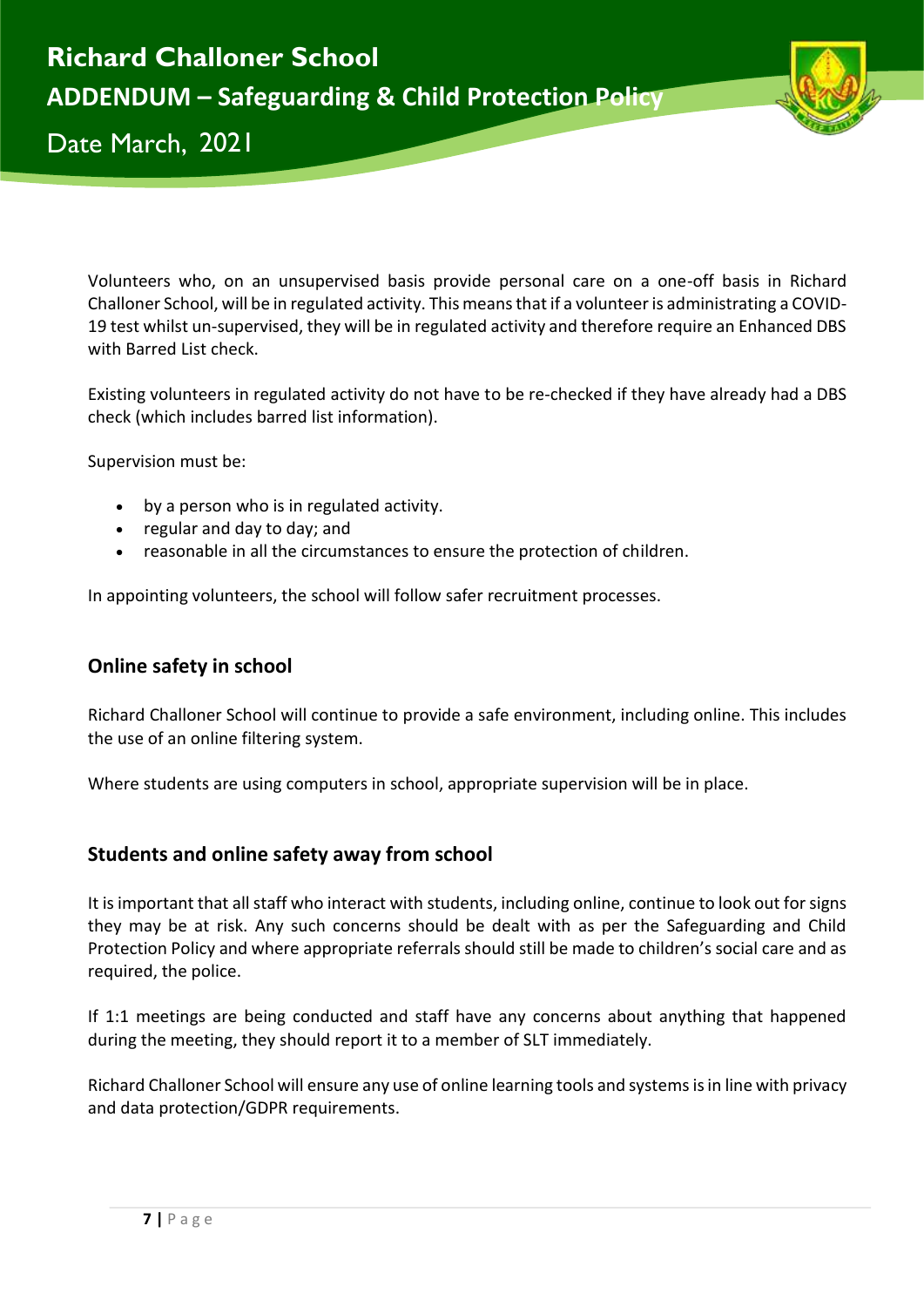Volunteers who, on an unsupervised basis provide personal care on a one-off basis in Richard Challoner School, will be in regulated activity. This means that if a volunteer is administrating a COVID-19 test whilst un-supervised, they will be in regulated activity and therefore require an Enhanced DBS with Barred List check.

Existing volunteers in regulated activity do not have to be re-checked if they have already had a DBS check (which includes barred list information).

Supervision must be:

- by a person who is in regulated activity.
- regular and day to day; and
- reasonable in all the circumstances to ensure the protection of children.

In appointing volunteers, the school will follow safer recruitment processes.

## Online safety in school

Richard Challoner School will continue to provide a safe environment, including online. This includes the use of an online filtering system.

Where students are using computers in school, appropriate supervision will be in place.

## Students and online safety away from school

It is important that all staff who interact with students, including online, continue to look out for signs they may be at risk. Any such concerns should be dealt with as per the Safeguarding and Child Protection Policy and where appropriate referrals should still be made to children's social care and as required, the police.

If 1:1 meetings are being conducted and staff have any concerns about anything that happened during the meeting, they should report it to a member of SLT immediately.

Richard Challoner School will ensure any use of online learning tools and systems is in line with privacy and data protection/GDPR requirements.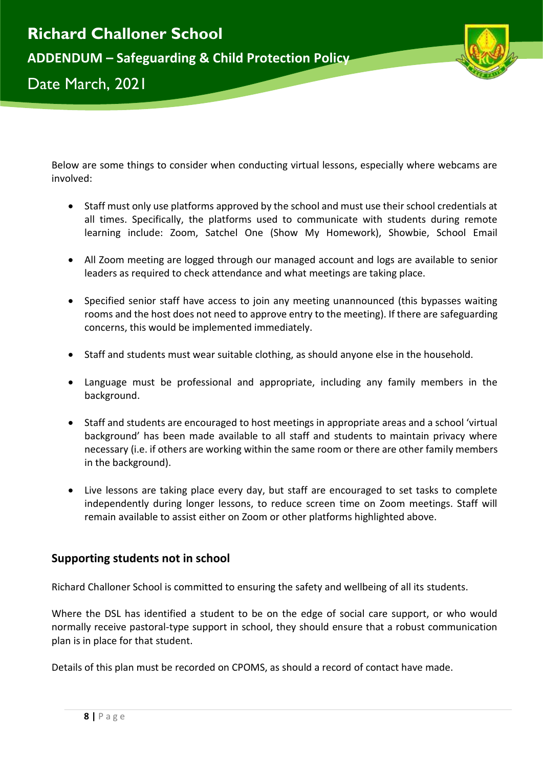Below are some things to consider when conducting virtual lessons, especially where webcams are involved:

- Staff must only use platforms approved by the school and must use their school credentials at all times. Specifically, the platforms used to communicate with students during remote learning include: Zoom, Satchel One (Show My Homework), Showbie, School Email
- All Zoom meeting are logged through our managed account and logs are available to senior leaders as required to check attendance and what meetings are taking place.
- Specified senior staff have access to join any meeting unannounced (this bypasses waiting rooms and the host does not need to approve entry to the meeting). If there are safeguarding concerns, this would be implemented immediately.
- Staff and students must wear suitable clothing, as should anyone else in the household.
- Language must be professional and appropriate, including any family members in the background.
- Staff and students are encouraged to host meetings in appropriate areas and a school 'virtual background' has been made available to all staff and students to maintain privacy where necessary (i.e. if others are working within the same room or there are other family members in the background).
- Live lessons are taking place every day, but staff are encouraged to set tasks to complete independently during longer lessons, to reduce screen time on Zoom meetings. Staff will remain available to assist either on Zoom or other platforms highlighted above.

## Supporting students not in school

Richard Challoner School is committed to ensuring the safety and wellbeing of all its students.

Where the DSL has identified a student to be on the edge of social care support, or who would normally receive pastoral-type support in school, they should ensure that a robust communication plan is in place for that student.

Details of this plan must be recorded on CPOMS, as should a record of contact have made.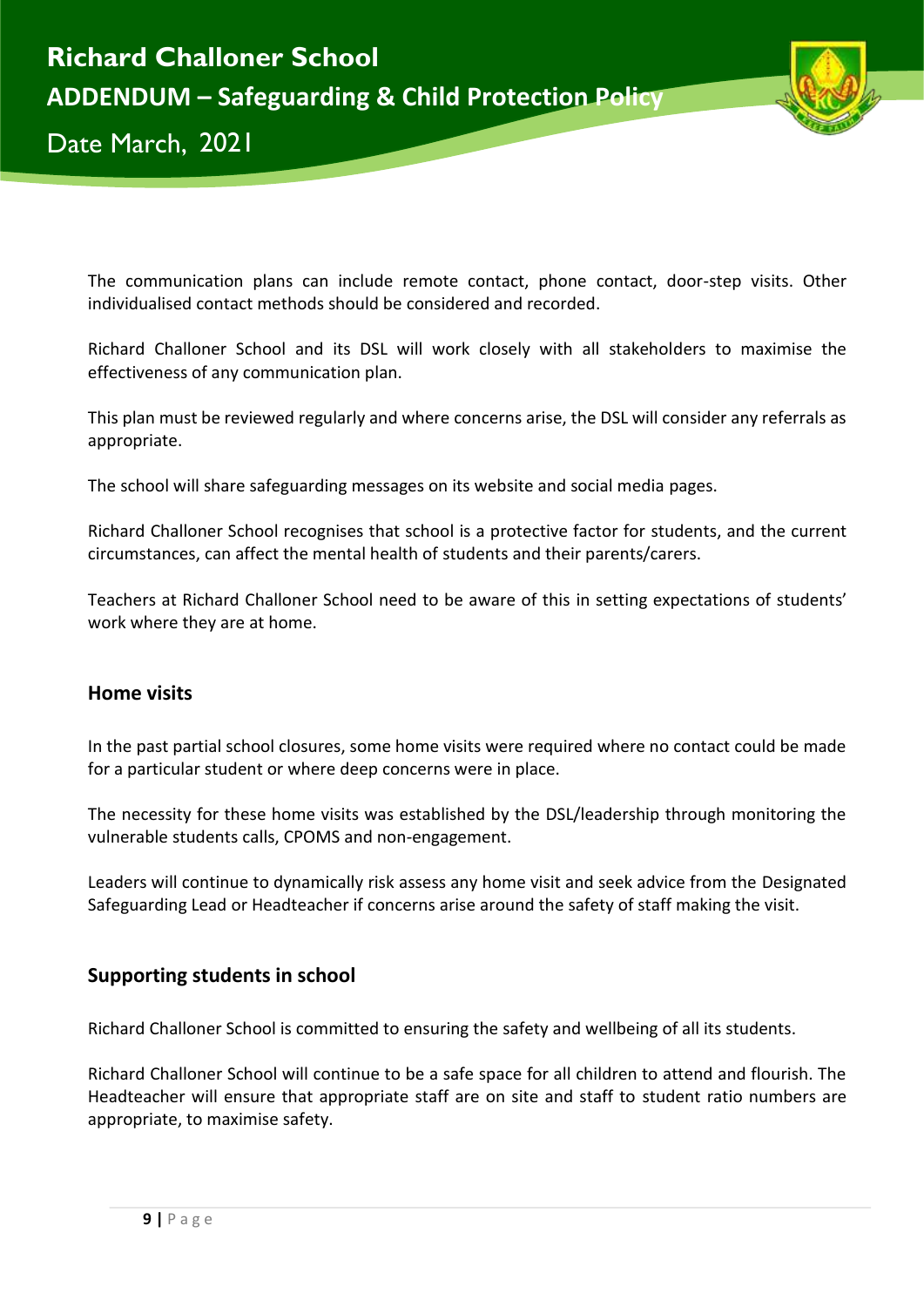The communication plans can include remote contact, phone contact, door-step visits. Other individualised contact methods should be considered and recorded.

Richard Challoner School and its DSL will work closely with all stakeholders to maximise the effectiveness of any communication plan.

This plan must be reviewed regularly and where concerns arise, the DSL will consider any referrals as appropriate.

The school will share safeguarding messages on its website and social media pages.

Richard Challoner School recognises that school is a protective factor for students, and the current circumstances, can affect the mental health of students and their parents/carers.

Teachers at Richard Challoner School need to be aware of this in setting expectations of students' work where they are at home.

## Home visits

In the past partial school closures, some home visits were required where no contact could be made for a particular student or where deep concerns were in place.

The necessity for these home visits was established by the DSL/leadership through monitoring the vulnerable students calls, CPOMS and non-engagement.

Leaders will continue to dynamically risk assess any home visit and seek advice from the Designated Safeguarding Lead or Headteacher if concerns arise around the safety of staff making the visit.

## Supporting students in school

Richard Challoner School is committed to ensuring the safety and wellbeing of all its students.

Richard Challoner School will continue to be a safe space for all children to attend and flourish. The Headteacher will ensure that appropriate staff are on site and staff to student ratio numbers are appropriate, to maximise safety.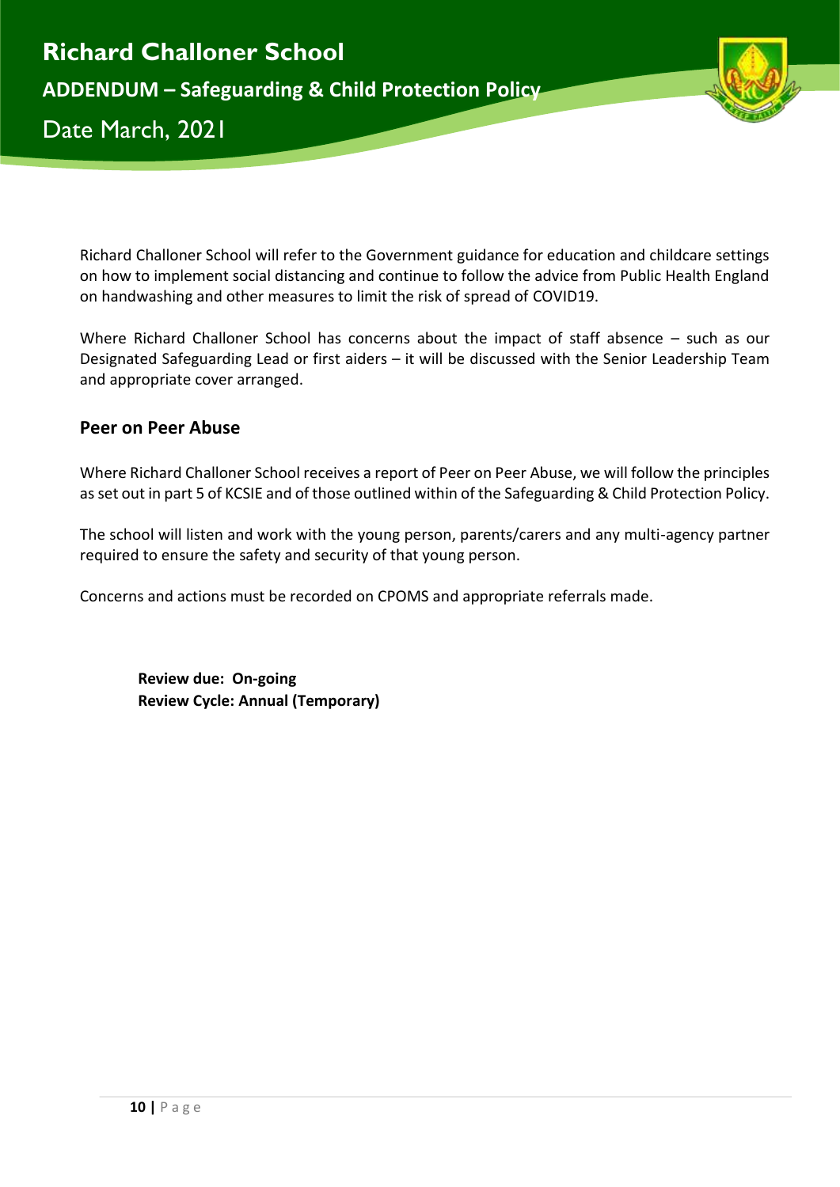Richard Challoner School will refer to the Government guidance for education and childcare settings on how to implement social distancing and continue to follow the advice from Public Health England on handwashing and other measures to limit the risk of spread of COVID19.

Where Richard Challoner School has concerns about the impact of staff absence – such as our Designated Safeguarding Lead or first aiders – it will be discussed with the Senior Leadership Team and appropriate cover arranged.

## Peer on Peer Abuse

Where Richard Challoner School receives a report of Peer on Peer Abuse, we will follow the principles as set out in part 5 of KCSIE and of those outlined within of the Safeguarding & Child Protection Policy.

The school will listen and work with the young person, parents/carers and any multi-agency partner required to ensure the safety and security of that young person.

Concerns and actions must be recorded on CPOMS and appropriate referrals made.

**Review due: On-going**
**Review Cycle: Annual (Temporary)**